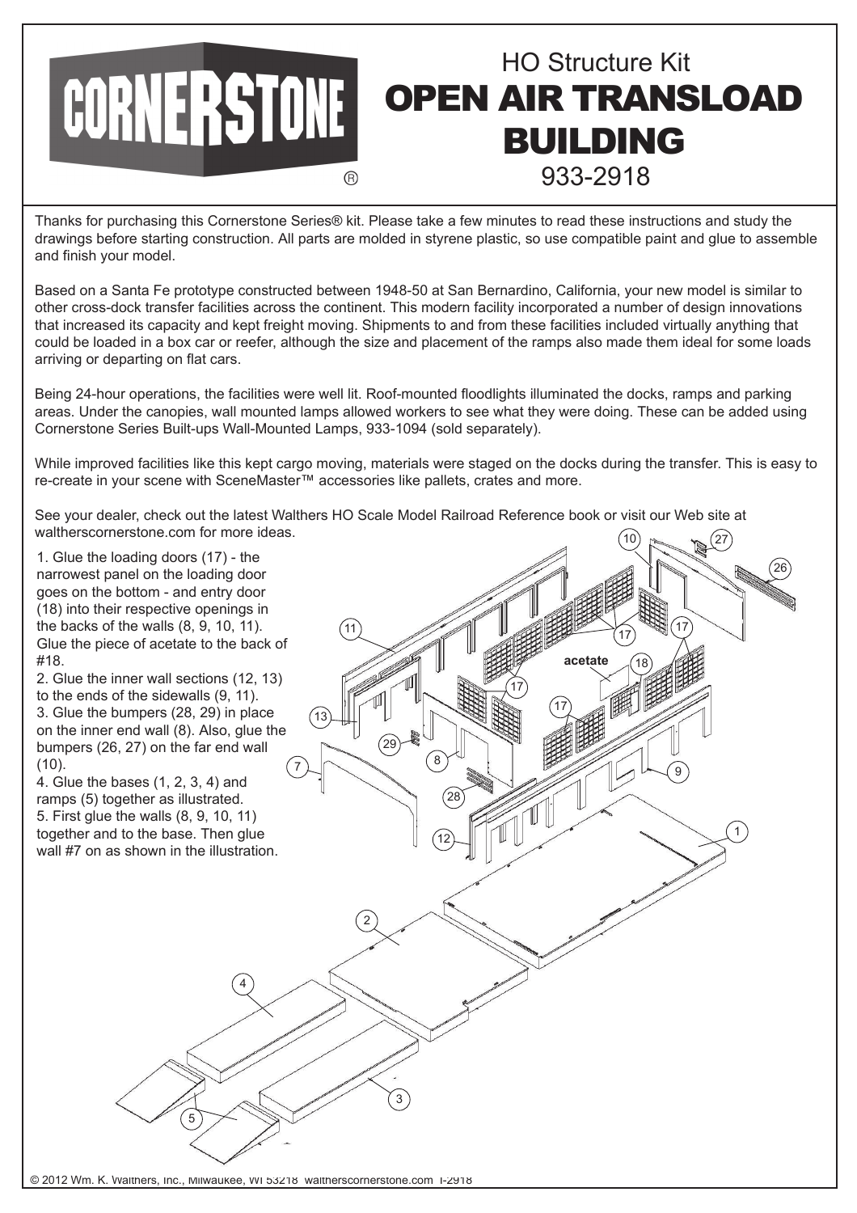# CORNERSTONE®

## HO Structure Kit

# OPEN AIR TRANSLOAD BUILDING

933-2918

Thanks for purchasing this Cornerstone Series® kit. Please take a few minutes to read these instructions and study the drawings before starting construction. All parts are molded in styrene plastic, so use compatible paint and glue to assemble and finish your model.

Based on a Santa Fe prototype constructed between 1948-50 at San Bernardino, California, your new model is similar to other cross-dock transfer facilities across the continent. This modern facility incorporated a number of design innovations that increased its capacity and kept freight moving. Shipments to and from these facilities included virtually anything that could be loaded in a box car or reefer, although the size and placement of the ramps also made them ideal for some loads arriving or departing on flat cars.

Being 24-hour operations, the facilities were well lit. Roof-mounted floodlights illuminated the docks, ramps and parking areas. Under the canopies, wall mounted lamps allowed workers to see what they were doing. These can be added using Cornerstone Series Built-ups Wall-Mounted Lamps, 933-1094 (sold separately).

While improved facilities like this kept cargo moving, materials were staged on the docks during the transfer. This is easy to re-create in your scene with SceneMaster™ accessories like pallets, crates and more.

See your dealer, check out the latest Walthers HO Scale Model Railroad Reference book or visit our Web site at waltherscornerstone.com for more ideas.

1. Glue the loading doors (17) - the narrowest panel on the loading door goes on the bottom - and entry door (18) into their respective openings in the backs of the walls (8, 9, 10, 11). Glue the piece of acetate to the back of #18.
2. Glue the inner wall sections (12, 13) to the ends of the sidewalls (9, 11).
3. Glue the bumpers (28, 29) in place on the inner end wall (8). Also, glue the bumpers (26, 27) on the far end wall (10).
4. Glue the bases (1, 2, 3, 4) and ramps (5) together as illustrated.
5. First glue the walls (8, 9, 10, 11) together and to the base. Then glue wall #7 on as shown in the illustration.

© 2012 Wm. K. Walthers, Inc., Milwaukee, WI 53218 waltherscornerstone.com I-2918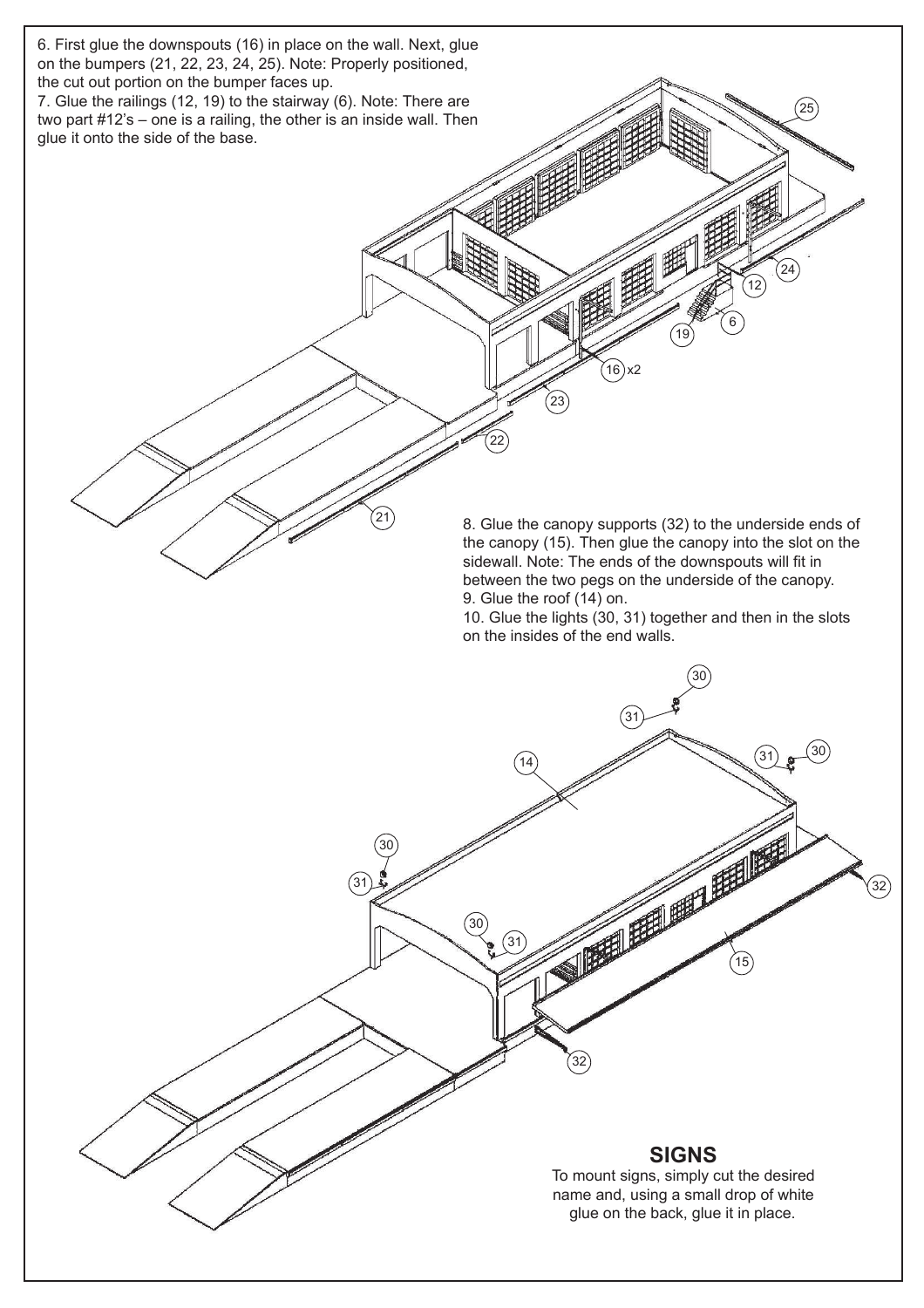6. First glue the downspouts (16) in place on the wall. Next, glue on the bumpers (21, 22, 23, 24, 25). Note: Properly positioned, the cut out portion on the bumper faces up.

7. Glue the railings (12, 19) to the stairway (6). Note: There are two part #12's – one is a railing, the other is an inside wall. Then glue it onto the side of the base.

25
24
12
6
19
16 x2
23
22
21

8. Glue the canopy supports (32) to the underside ends of the canopy (15). Then glue the canopy into the slot on the sidewall. Note: The ends of the downspouts will fit in between the two pegs on the underside of the canopy.

9. Glue the roof (14) on.

10. Glue the lights (30, 31) together and then in the slots on the insides of the end walls.

30
31
14
31
30
30
31
30
31
32
15
32

## SIGNS

To mount signs, simply cut the desired name and, using a small drop of white glue on the back, glue it in place.